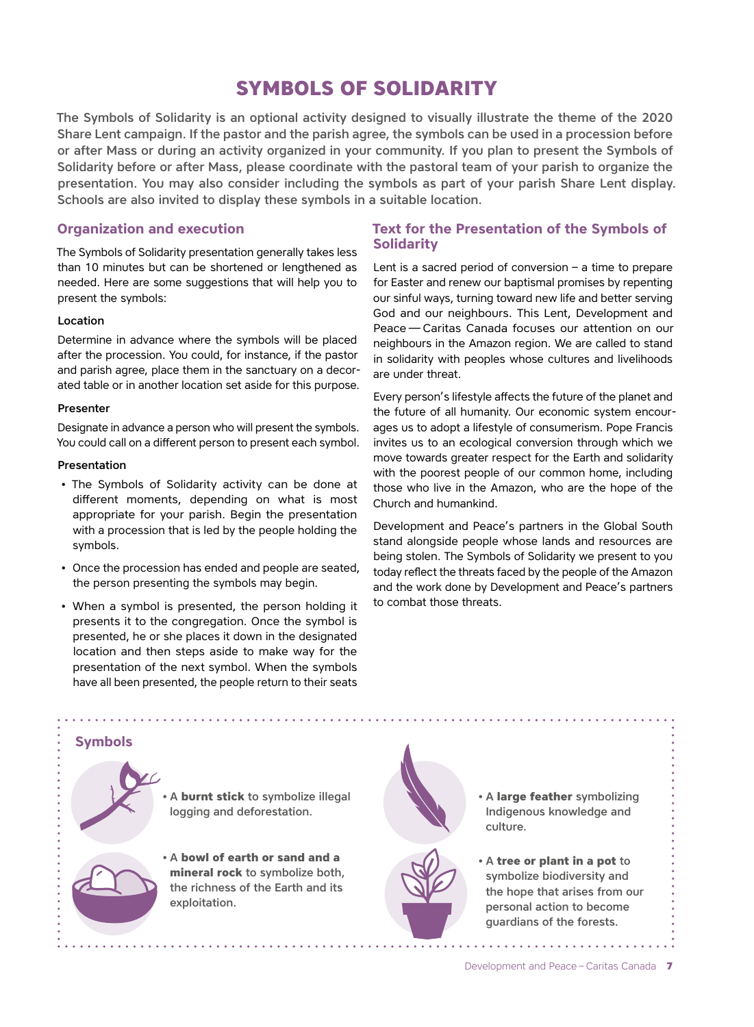# SYMBOLS OF SOLIDARITY

The Symbols of Solidarity is an optional activity designed to visually illustrate the theme of the 2020 Share Lent campaign. If the pastor and the parish agree, the symbols can be used in a procession before or after Mass or during an activity organized in your community. If you plan to present the Symbols of Solidarity before or after Mass, please coordinate with the pastoral team of your parish to organize the presentation. You may also consider including the symbols as part of your parish Share Lent display. Schools are also invited to display these symbols in a suitable location.

## Organization and execution

The Symbols of Solidarity presentation generally takes less than 10 minutes but can be shortened or lengthened as needed. Here are some suggestions that will help you to present the symbols:

#### Location

Determine in advance where the symbols will be placed after the procession. You could, for instance, if the pastor and parish agree, place them in the sanctuary on a decorated table or in another location set aside for this purpose.

#### Presenter

Designate in advance a person who will present the symbols. You could call on a different person to present each symbol.

#### Presentation

- The Symbols of Solidarity activity can be done at different moments, depending on what is most appropriate for your parish. Begin the presentation with a procession that is led by the people holding the symbols.
- Once the procession has ended and people are seated, the person presenting the symbols may begin.
- When a symbol is presented, the person holding it presents it to the congregation. Once the symbol is presented, he or she places it down in the designated location and then steps aside to make way for the presentation of the next symbol. When the symbols have all been presented, the people return to their seats

## Text for the Presentation of the Symbols of Solidarity

Lent is a sacred period of conversion – a time to prepare for Easter and renew our baptismal promises by repenting our sinful ways, turning toward new life and better serving God and our neighbours. This Lent, Development and Peace — Caritas Canada focuses our attention on our neighbours in the Amazon region. We are called to stand in solidarity with peoples whose cultures and livelihoods are under threat.

Every person's lifestyle affects the future of the planet and the future of all humanity. Our economic system encourages us to adopt a lifestyle of consumerism. Pope Francis invites us to an ecological conversion through which we move towards greater respect for the Earth and solidarity with the poorest people of our common home, including those who live in the Amazon, who are the hope of the Church and humankind.

Development and Peace's partners in the Global South stand alongside people whose lands and resources are being stolen. The Symbols of Solidarity we present to you today reflect the threats faced by the people of the Amazon and the work done by Development and Peace's partners to combat those threats.

## Symbols

- A **burnt stick** to symbolize illegal logging and deforestation.
- A **bowl of earth or sand and a mineral rock** to symbolize both, the richness of the Earth and its exploitation.
- A **large feather** symbolizing Indigenous knowledge and culture.
- A **tree or plant in a pot** to symbolize biodiversity and the hope that arises from our personal action to become guardians of the forests.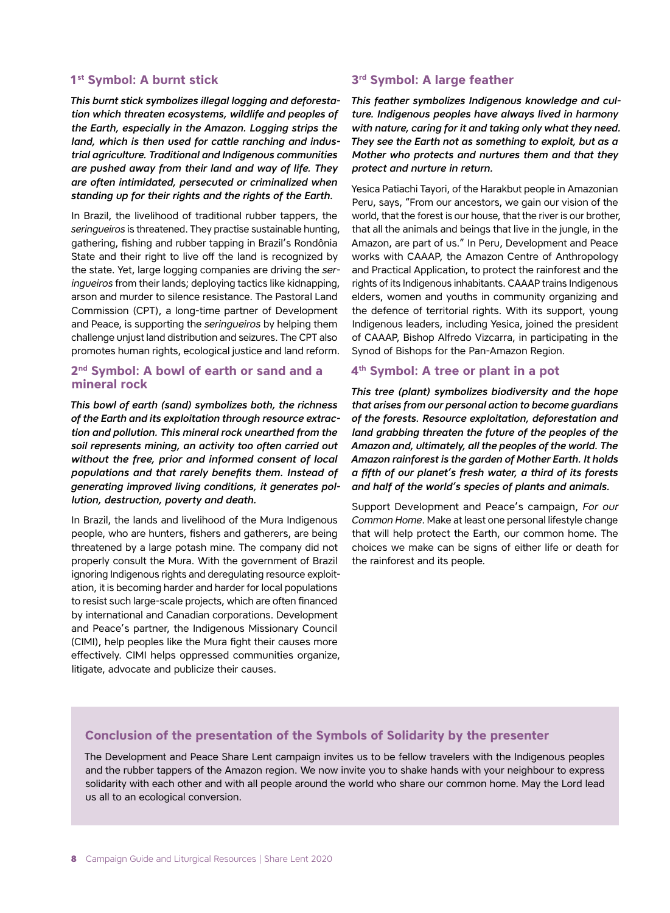## 1st Symbol: A burnt stick

***This burnt stick symbolizes illegal logging and deforestation which threaten ecosystems, wildlife and peoples of the Earth, especially in the Amazon. Logging strips the land, which is then used for cattle ranching and industrial agriculture. Traditional and Indigenous communities are pushed away from their land and way of life. They are often intimidated, persecuted or criminalized when standing up for their rights and the rights of the Earth.***

In Brazil, the livelihood of traditional rubber tappers, the *seringueiros* is threatened. They practise sustainable hunting, gathering, fishing and rubber tapping in Brazil's Rondônia State and their right to live off the land is recognized by the state. Yet, large logging companies are driving the *seringueiros* from their lands; deploying tactics like kidnapping, arson and murder to silence resistance. The Pastoral Land Commission (CPT), a long-time partner of Development and Peace, is supporting the *seringueiros* by helping them challenge unjust land distribution and seizures. The CPT also promotes human rights, ecological justice and land reform.

## 2nd Symbol: A bowl of earth or sand and a mineral rock

***This bowl of earth (sand) symbolizes both, the richness of the Earth and its exploitation through resource extraction and pollution. This mineral rock unearthed from the soil represents mining, an activity too often carried out without the free, prior and informed consent of local populations and that rarely benefits them. Instead of generating improved living conditions, it generates pollution, destruction, poverty and death.***

In Brazil, the lands and livelihood of the Mura Indigenous people, who are hunters, fishers and gatherers, are being threatened by a large potash mine. The company did not properly consult the Mura. With the government of Brazil ignoring Indigenous rights and deregulating resource exploitation, it is becoming harder and harder for local populations to resist such large-scale projects, which are often financed by international and Canadian corporations. Development and Peace's partner, the Indigenous Missionary Council (CIMI), help peoples like the Mura fight their causes more effectively. CIMI helps oppressed communities organize, litigate, advocate and publicize their causes.

## 3rd Symbol: A large feather

***This feather symbolizes Indigenous knowledge and culture. Indigenous peoples have always lived in harmony with nature, caring for it and taking only what they need. They see the Earth not as something to exploit, but as a Mother who protects and nurtures them and that they protect and nurture in return.***

Yesica Patiachi Tayori, of the Harakbut people in Amazonian Peru, says, "From our ancestors, we gain our vision of the world, that the forest is our house, that the river is our brother, that all the animals and beings that live in the jungle, in the Amazon, are part of us." In Peru, Development and Peace works with CAAAP, the Amazon Centre of Anthropology and Practical Application, to protect the rainforest and the rights of its Indigenous inhabitants. CAAAP trains Indigenous elders, women and youths in community organizing and the defence of territorial rights. With its support, young Indigenous leaders, including Yesica, joined the president of CAAAP, Bishop Alfredo Vizcarra, in participating in the Synod of Bishops for the Pan-Amazon Region.

## 4th Symbol: A tree or plant in a pot

***This tree (plant) symbolizes biodiversity and the hope that arises from our personal action to become guardians of the forests. Resource exploitation, deforestation and land grabbing threaten the future of the peoples of the Amazon and, ultimately, all the peoples of the world. The Amazon rainforest is the garden of Mother Earth. It holds a fifth of our planet's fresh water, a third of its forests and half of the world's species of plants and animals.***

Support Development and Peace's campaign, *For our Common Home*. Make at least one personal lifestyle change that will help protect the Earth, our common home. The choices we make can be signs of either life or death for the rainforest and its people.

### Conclusion of the presentation of the Symbols of Solidarity by the presenter

The Development and Peace Share Lent campaign invites us to be fellow travelers with the Indigenous peoples and the rubber tappers of the Amazon region. We now invite you to shake hands with your neighbour to express solidarity with each other and with all people around the world who share our common home. May the Lord lead us all to an ecological conversion.